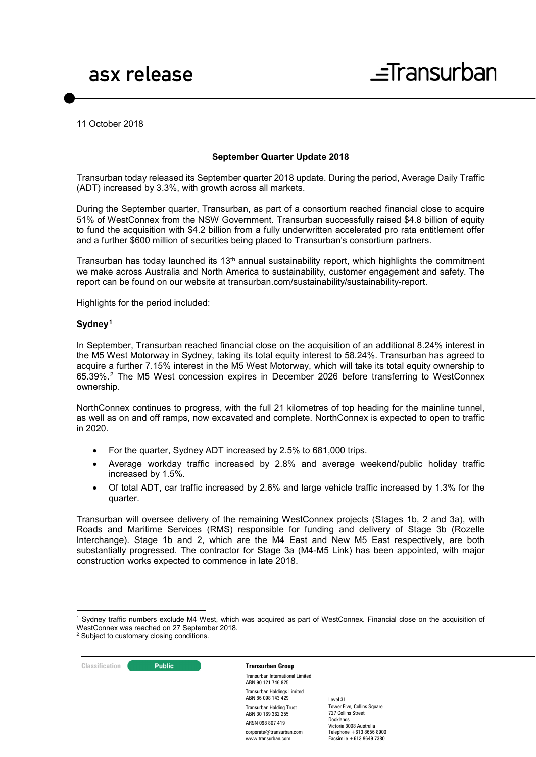# asx release

11 October 2018

## September Quarter Update 2018

Transurban today released its September quarter 2018 update. During the period, Average Daily Traffic (ADT) increased by 3.3%, with growth across all markets.

During the September quarter, Transurban, as part of a consortium reached financial close to acquire 51% of WestConnex from the NSW Government. Transurban successfully raised $4.8 billion of equity to fund the acquisition with $4.2 billion from a fully underwritten accelerated pro rata entitlement offer and a further $600 million of securities being placed to Transurban's consortium partners.

Transurban has today launched its 13th annual sustainability report, which highlights the commitment we make across Australia and North America to sustainability, customer engagement and safety. The report can be found on our website at transurban.com/sustainability/sustainability-report.

Highlights for the period included:

### Sydney[1]

In September, Transurban reached financial close on the acquisition of an additional 8.24% interest in the M5 West Motorway in Sydney, taking its total equity interest to 58.24%. Transurban has agreed to acquire a further 7.15% interest in the M5 West Motorway, which will take its total equity ownership to 65.39%.[2] The M5 West concession expires in December 2026 before transferring to WestConnex ownership.

NorthConnex continues to progress, with the full 21 kilometres of top heading for the mainline tunnel, as well as on and off ramps, now excavated and complete. NorthConnex is expected to open to traffic in 2020.

- For the quarter, Sydney ADT increased by 2.5% to 681,000 trips.
- Average workday traffic increased by 2.8% and average weekend/public holiday traffic increased by 1.5%.
- Of total ADT, car traffic increased by 2.6% and large vehicle traffic increased by 1.3% for the quarter.

Transurban will oversee delivery of the remaining WestConnex projects (Stages 1b, 2 and 3a), with Roads and Maritime Services (RMS) responsible for funding and delivery of Stage 3b (Rozelle Interchange). Stage 1b and 2, which are the M4 East and New M5 East respectively, are both substantially progressed. The contractor for Stage 3a (M4-M5 Link) has been appointed, with major construction works expected to commence in late 2018.

---

[1] Sydney traffic numbers exclude M4 West, which was acquired as part of WestConnex. Financial close on the acquisition of WestConnex was reached on 27 September 2018.

[2] Subject to customary closing conditions.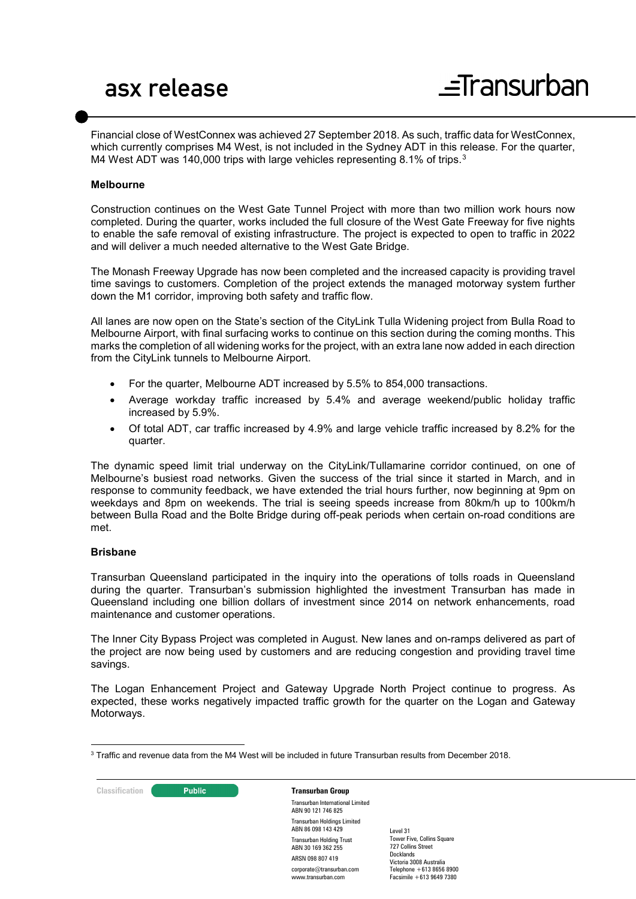Financial close of WestConnex was achieved 27 September 2018. As such, traffic data for WestConnex, which currently comprises M4 West, is not included in the Sydney ADT in this release. For the quarter, M4 West ADT was 140,000 trips with large vehicles representing 8.1% of trips.[3]

**Melbourne**

Construction continues on the West Gate Tunnel Project with more than two million work hours now completed. During the quarter, works included the full closure of the West Gate Freeway for five nights to enable the safe removal of existing infrastructure. The project is expected to open to traffic in 2022 and will deliver a much needed alternative to the West Gate Bridge.

The Monash Freeway Upgrade has now been completed and the increased capacity is providing travel time savings to customers. Completion of the project extends the managed motorway system further down the M1 corridor, improving both safety and traffic flow.

All lanes are now open on the State's section of the CityLink Tulla Widening project from Bulla Road to Melbourne Airport, with final surfacing works to continue on this section during the coming months. This marks the completion of all widening works for the project, with an extra lane now added in each direction from the CityLink tunnels to Melbourne Airport.

- For the quarter, Melbourne ADT increased by 5.5% to 854,000 transactions.
- Average workday traffic increased by 5.4% and average weekend/public holiday traffic increased by 5.9%.
- Of total ADT, car traffic increased by 4.9% and large vehicle traffic increased by 8.2% for the quarter.

The dynamic speed limit trial underway on the CityLink/Tullamarine corridor continued, on one of Melbourne's busiest road networks. Given the success of the trial since it started in March, and in response to community feedback, we have extended the trial hours further, now beginning at 9pm on weekdays and 8pm on weekends. The trial is seeing speeds increase from 80km/h up to 100km/h between Bulla Road and the Bolte Bridge during off-peak periods when certain on-road conditions are met.

**Brisbane**

Transurban Queensland participated in the inquiry into the operations of tolls roads in Queensland during the quarter. Transurban's submission highlighted the investment Transurban has made in Queensland including one billion dollars of investment since 2014 on network enhancements, road maintenance and customer operations.

The Inner City Bypass Project was completed in August. New lanes and on-ramps delivered as part of the project are now being used by customers and are reducing congestion and providing travel time savings.

The Logan Enhancement Project and Gateway Upgrade North Project continue to progress. As expected, these works negatively impacted traffic growth for the quarter on the Logan and Gateway Motorways.

[3] Traffic and revenue data from the M4 West will be included in future Transurban results from December 2018.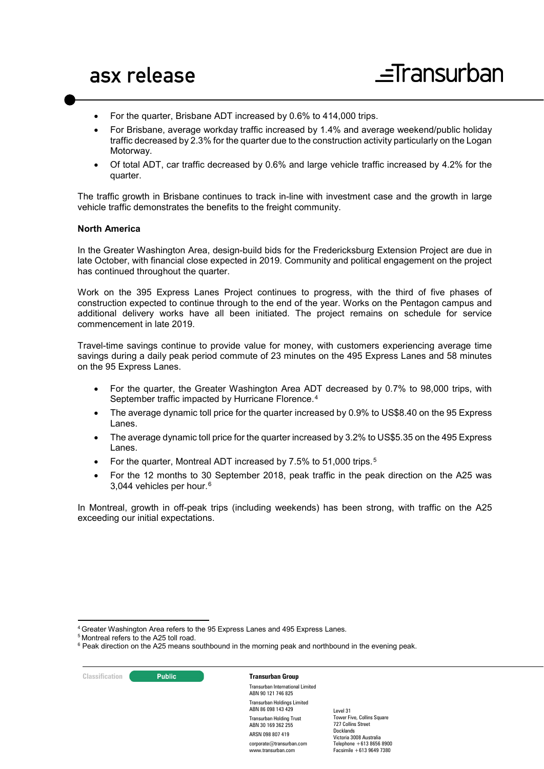- For the quarter, Brisbane ADT increased by 0.6% to 414,000 trips.
- For Brisbane, average workday traffic increased by 1.4% and average weekend/public holiday traffic decreased by 2.3% for the quarter due to the construction activity particularly on the Logan Motorway.
- Of total ADT, car traffic decreased by 0.6% and large vehicle traffic increased by 4.2% for the quarter.

The traffic growth in Brisbane continues to track in-line with investment case and the growth in large vehicle traffic demonstrates the benefits to the freight community.

**North America**

In the Greater Washington Area, design-build bids for the Fredericksburg Extension Project are due in late October, with financial close expected in 2019. Community and political engagement on the project has continued throughout the quarter.

Work on the 395 Express Lanes Project continues to progress, with the third of five phases of construction expected to continue through to the end of the year. Works on the Pentagon campus and additional delivery works have all been initiated. The project remains on schedule for service commencement in late 2019.

Travel-time savings continue to provide value for money, with customers experiencing average time savings during a daily peak period commute of 23 minutes on the 495 Express Lanes and 58 minutes on the 95 Express Lanes.

- For the quarter, the Greater Washington Area ADT decreased by 0.7% to 98,000 trips, with September traffic impacted by Hurricane Florence.[4]
- The average dynamic toll price for the quarter increased by 0.9% to US$8.40 on the 95 Express Lanes.
- The average dynamic toll price for the quarter increased by 3.2% to US$5.35 on the 495 Express Lanes.
- For the quarter, Montreal ADT increased by 7.5% to 51,000 trips.[5]
- For the 12 months to 30 September 2018, peak traffic in the peak direction on the A25 was 3,044 vehicles per hour.[6]

In Montreal, growth in off-peak trips (including weekends) has been strong, with traffic on the A25 exceeding our initial expectations.

---

[4] Greater Washington Area refers to the 95 Express Lanes and 495 Express Lanes.

[5] Montreal refers to the A25 toll road.

[6] Peak direction on the A25 means southbound in the morning peak and northbound in the evening peak.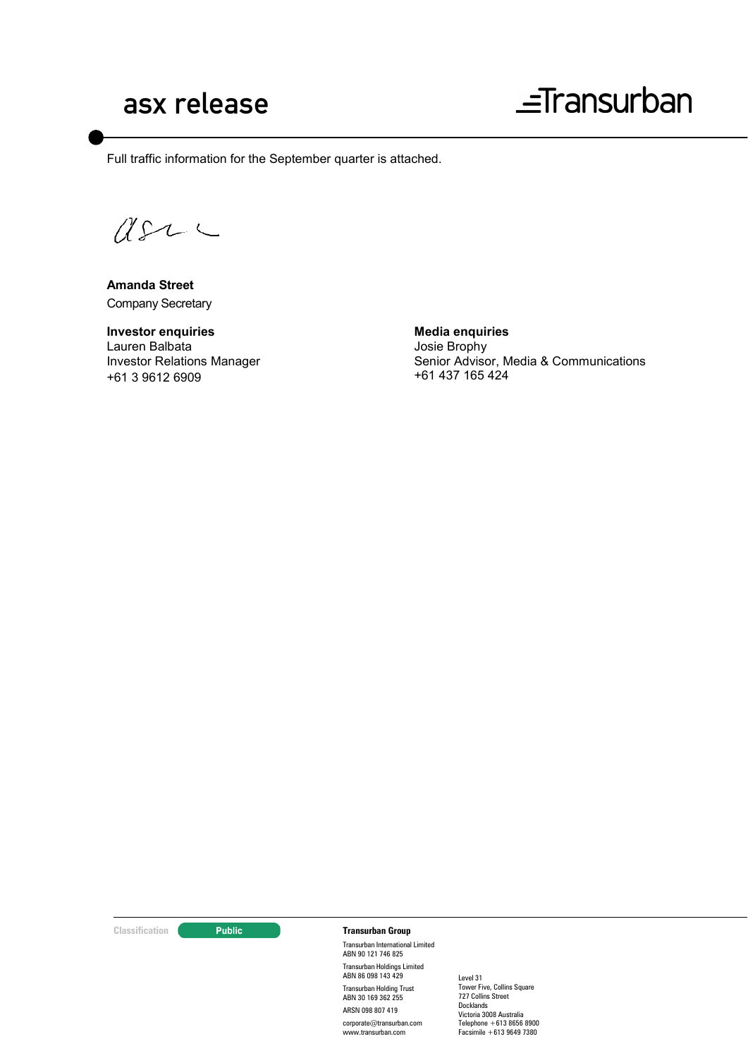Full traffic information for the September quarter is attached.

**Amanda Street**
Company Secretary

**Investor enquiries**
Lauren Balbata
Investor Relations Manager
+61 3 9612 6909

**Media enquiries**
Josie Brophy
Senior Advisor, Media & Communications
+61 437 165 424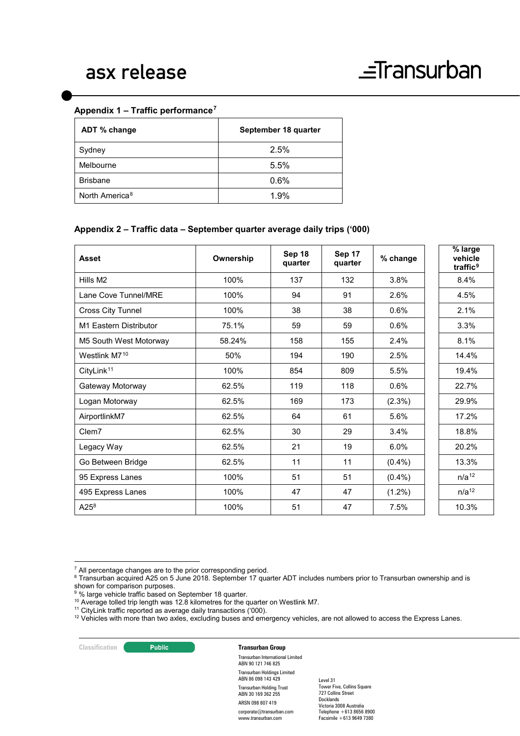### Appendix 1 – Traffic performance[7]

| ADT % change | September 18 quarter |
|---|---|
| Sydney | 2.5% |
| Melbourne | 5.5% |
| Brisbane | 0.6% |
| North America[8] | 1.9% |

### Appendix 2 – Traffic data – September quarter average daily trips ('000)

| Asset | Ownership | Sep 18 quarter | Sep 17 quarter | % change | % large vehicle traffic[9] |
|---|---|---|---|---|---|
| Hills M2 | 100% | 137 | 132 | 3.8% | 8.4% |
| Lane Cove Tunnel/MRE | 100% | 94 | 91 | 2.6% | 4.5% |
| Cross City Tunnel | 100% | 38 | 38 | 0.6% | 2.1% |
| M1 Eastern Distributor | 75.1% | 59 | 59 | 0.6% | 3.3% |
| M5 South West Motorway | 58.24% | 158 | 155 | 2.4% | 8.1% |
| Westlink M7[10] | 50% | 194 | 190 | 2.5% | 14.4% |
| CityLink[11] | 100% | 854 | 809 | 5.5% | 19.4% |
| Gateway Motorway | 62.5% | 119 | 118 | 0.6% | 22.7% |
| Logan Motorway | 62.5% | 169 | 173 | (2.3%) | 29.9% |
| AirportlinkM7 | 62.5% | 64 | 61 | 5.6% | 17.2% |
| Clem7 | 62.5% | 30 | 29 | 3.4% | 18.8% |
| Legacy Way | 62.5% | 21 | 19 | 6.0% | 20.2% |
| Go Between Bridge | 62.5% | 11 | 11 | (0.4%) | 13.3% |
| 95 Express Lanes | 100% | 51 | 51 | (0.4%) | n/a[12] |
| 495 Express Lanes | 100% | 47 | 47 | (1.2%) | n/a[12] |
| A25[8] | 100% | 51 | 47 | 7.5% | 10.3% |

[7] All percentage changes are to the prior corresponding period.

[8] Transurban acquired A25 on 5 June 2018. September 17 quarter ADT includes numbers prior to Transurban ownership and is shown for comparison purposes.

[9] % large vehicle traffic based on September 18 quarter.

[10] Average tolled trip length was 12.8 kilometres for the quarter on Westlink M7.

[11] CityLink traffic reported as average daily transactions ('000).

[12] Vehicles with more than two axles, excluding buses and emergency vehicles, are not allowed to access the Express Lanes.